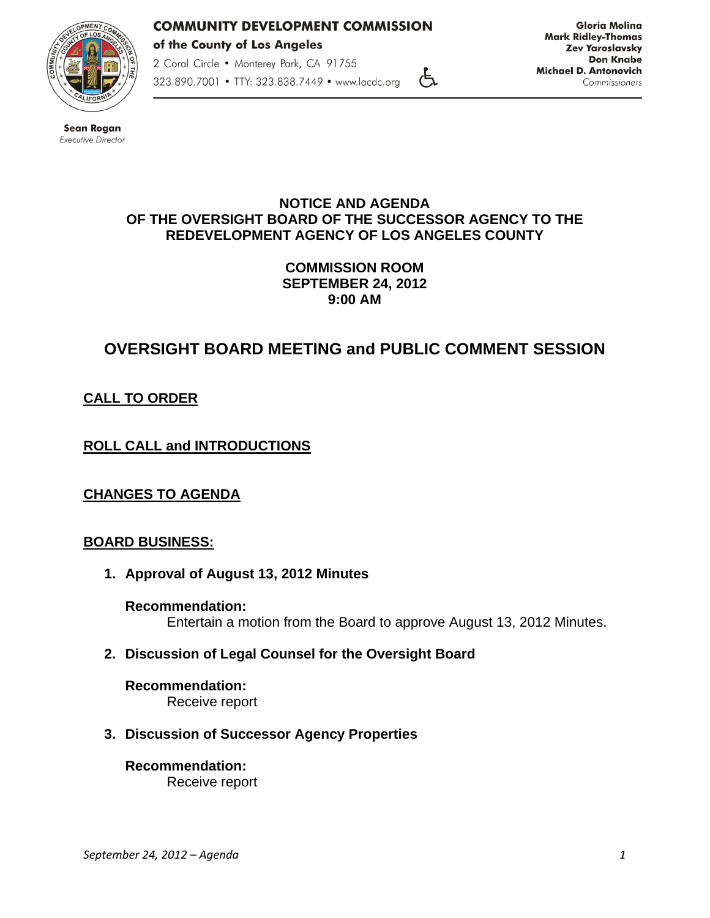**COMMUNITY DEVELOPMENT COMMISSION**
**of the County of Los Angeles**

2 Coral Circle • Monterey Park, CA 91755
323.890.7001 • TTY: 323.838.7449 • www.lacdc.org

**Gloria Molina**
**Mark Ridley-Thomas**
**Zev Yaroslavsky**
**Don Knabe**
**Michael D. Antonovich**
*Commissioners*

**Sean Rogan**
*Executive Director*

**NOTICE AND AGENDA**
**OF THE OVERSIGHT BOARD OF THE SUCCESSOR AGENCY TO THE REDEVELOPMENT AGENCY OF LOS ANGELES COUNTY**

**COMMISSION ROOM**
**SEPTEMBER 24, 2012**
**9:00 AM**

# OVERSIGHT BOARD MEETING and PUBLIC COMMENT SESSION

## CALL TO ORDER

## ROLL CALL and INTRODUCTIONS

## CHANGES TO AGENDA

## BOARD BUSINESS:

1. **Approval of August 13, 2012 Minutes**

   **Recommendation:**
   Entertain a motion from the Board to approve August 13, 2012 Minutes.

2. **Discussion of Legal Counsel for the Oversight Board**

   **Recommendation:**
   Receive report

3. **Discussion of Successor Agency Properties**

   **Recommendation:**
   Receive report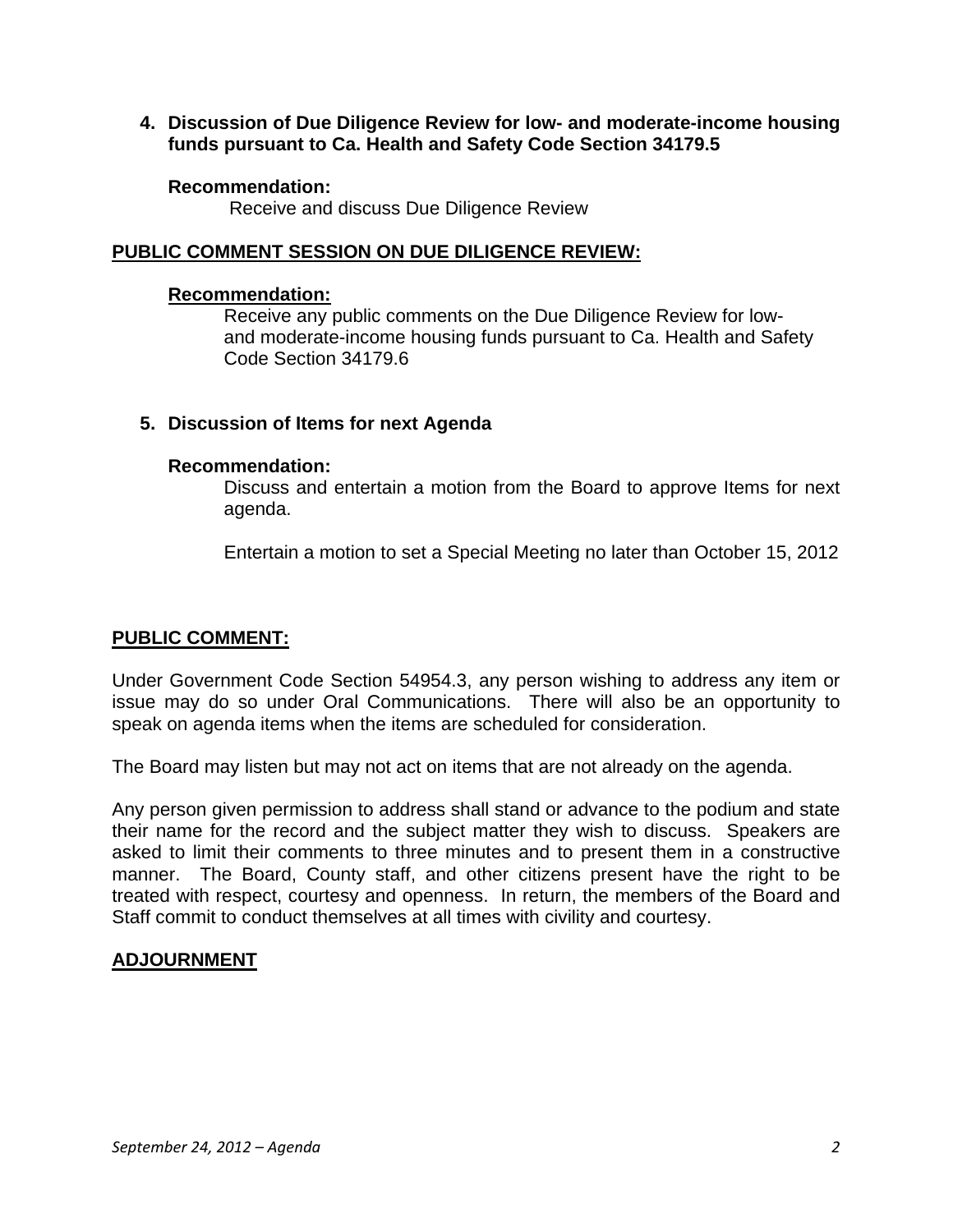4. **Discussion of Due Diligence Review for low- and moderate-income housing funds pursuant to Ca. Health and Safety Code Section 34179.5**

   **Recommendation:**
   Receive and discuss Due Diligence Review

**PUBLIC COMMENT SESSION ON DUE DILIGENCE REVIEW:**

   **Recommendation:**
   Receive any public comments on the Due Diligence Review for low- and moderate-income housing funds pursuant to Ca. Health and Safety Code Section 34179.6

5. **Discussion of Items for next Agenda**

   **Recommendation:**
   Discuss and entertain a motion from the Board to approve Items for next agenda.

   Entertain a motion to set a Special Meeting no later than October 15, 2012

**PUBLIC COMMENT:**

Under Government Code Section 54954.3, any person wishing to address any item or issue may do so under Oral Communications. There will also be an opportunity to speak on agenda items when the items are scheduled for consideration.

The Board may listen but may not act on items that are not already on the agenda.

Any person given permission to address shall stand or advance to the podium and state their name for the record and the subject matter they wish to discuss. Speakers are asked to limit their comments to three minutes and to present them in a constructive manner. The Board, County staff, and other citizens present have the right to be treated with respect, courtesy and openness. In return, the members of the Board and Staff commit to conduct themselves at all times with civility and courtesy.

**ADJOURNMENT**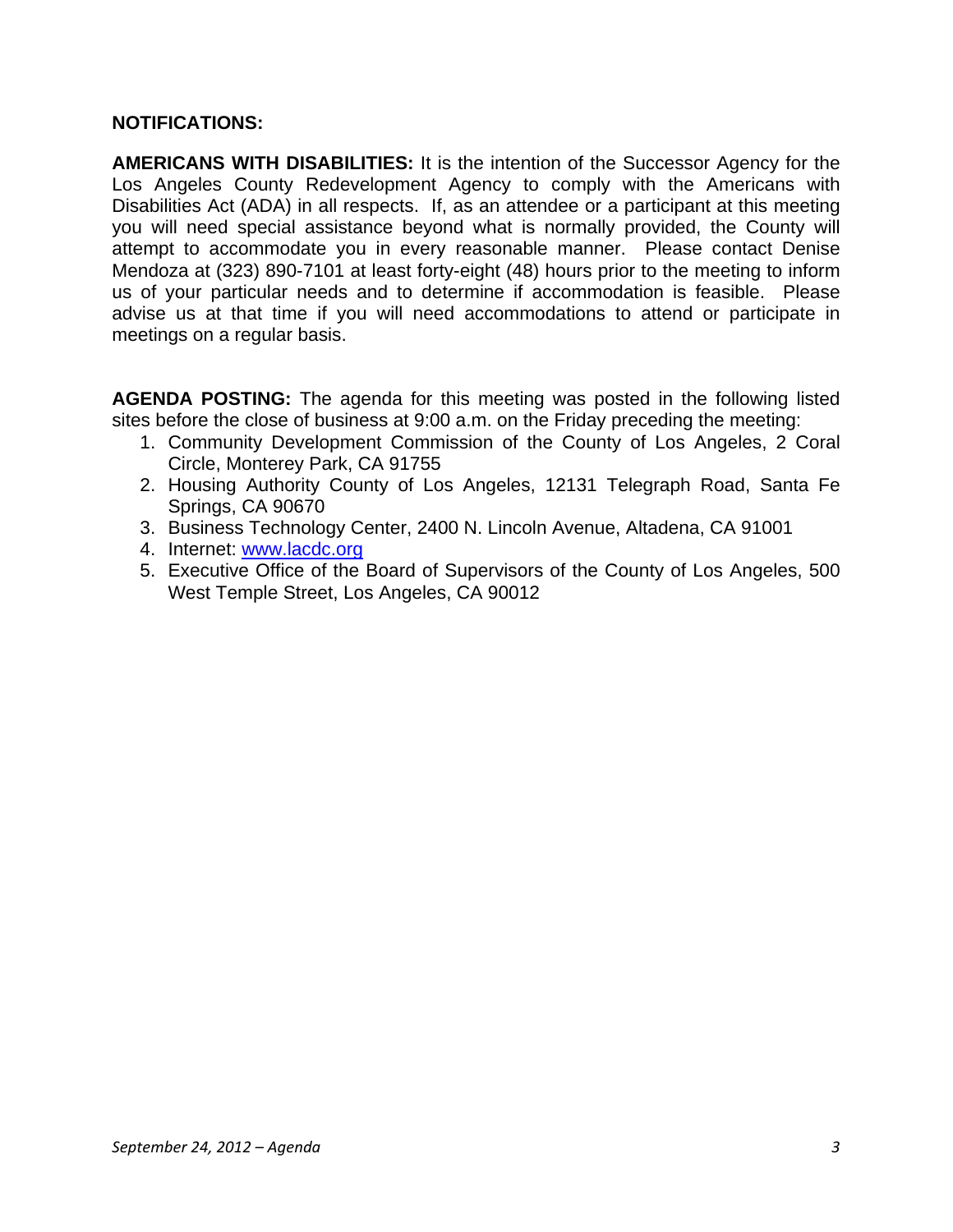**NOTIFICATIONS:**

**AMERICANS WITH DISABILITIES:** It is the intention of the Successor Agency for the Los Angeles County Redevelopment Agency to comply with the Americans with Disabilities Act (ADA) in all respects. If, as an attendee or a participant at this meeting you will need special assistance beyond what is normally provided, the County will attempt to accommodate you in every reasonable manner. Please contact Denise Mendoza at (323) 890-7101 at least forty-eight (48) hours prior to the meeting to inform us of your particular needs and to determine if accommodation is feasible. Please advise us at that time if you will need accommodations to attend or participate in meetings on a regular basis.

**AGENDA POSTING:** The agenda for this meeting was posted in the following listed sites before the close of business at 9:00 a.m. on the Friday preceding the meeting:

1. Community Development Commission of the County of Los Angeles, 2 Coral Circle, Monterey Park, CA 91755
2. Housing Authority County of Los Angeles, 12131 Telegraph Road, Santa Fe Springs, CA 90670
3. Business Technology Center, 2400 N. Lincoln Avenue, Altadena, CA 91001
4. Internet: www.lacdc.org
5. Executive Office of the Board of Supervisors of the County of Los Angeles, 500 West Temple Street, Los Angeles, CA 90012